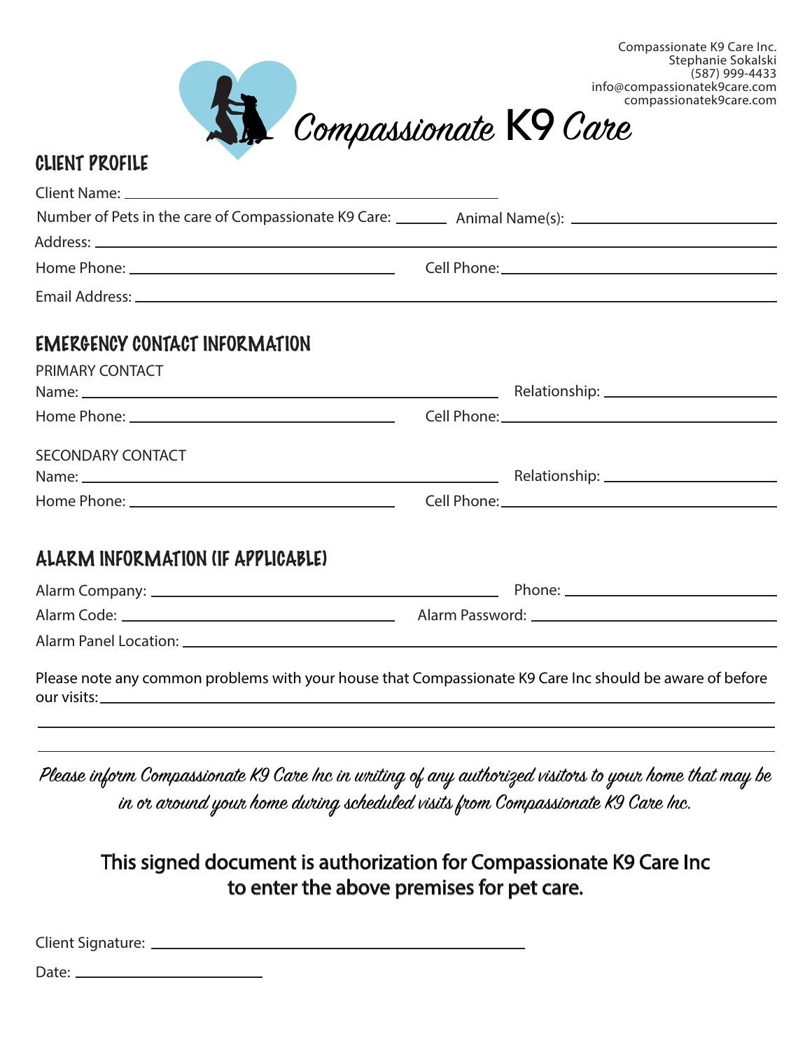Compassionate K9 Care Inc.
Stephanie Sokalski
(587) 999-4433
info@compassionatek9care.com
compassionatek9care.com

# *Compassionate* K9 *Care*

## CLIENT PROFILE

Client Name: ______________________________

Number of Pets in the care of Compassionate K9 Care: ______ Animal Name(s): ______________________________

Address: ______________________________

Home Phone: ______________________________ Cell Phone: ______________________________

Email Address: ______________________________

## EMERGENCY CONTACT INFORMATION

PRIMARY CONTACT

Name: ______________________________ Relationship: ______________________________

Home Phone: ______________________________ Cell Phone: ______________________________

SECONDARY CONTACT

Name: ______________________________ Relationship: ______________________________

Home Phone: ______________________________ Cell Phone: ______________________________

## ALARM INFORMATION (IF APPLICABLE)

Alarm Company: ______________________________ Phone: ______________________________

Alarm Code: ______________________________ Alarm Password: ______________________________

Alarm Panel Location: ______________________________

Please note any common problems with your house that Compassionate K9 Care Inc should be aware of before our visits: ______________________________

______________________________

______________________________

*Please inform Compassionate K9 Care Inc in writing of any authorized visitors to your home that may be in or around your home during scheduled visits from Compassionate K9 Care Inc.*

**This signed document is authorization for Compassionate K9 Care Inc to enter the above premises for pet care.**

Client Signature: ______________________________

Date: ______________________________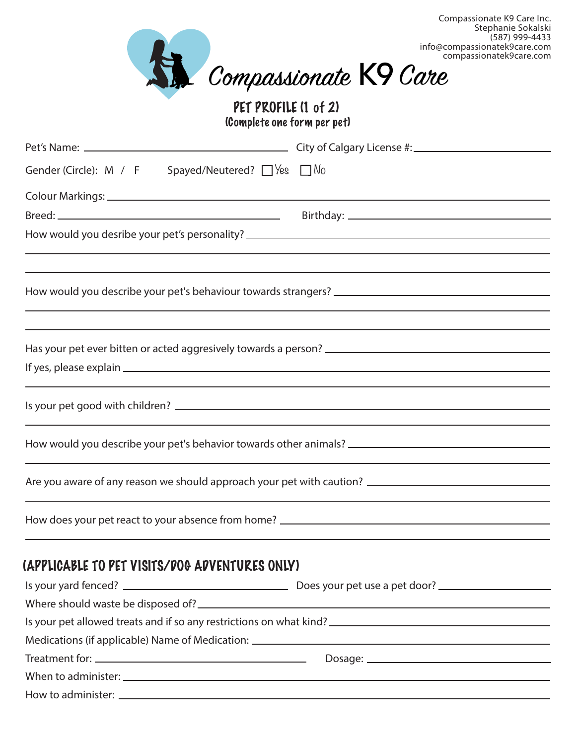Compassionate K9 Care Inc.
Stephanie Sokalski
(587) 999-4433
info@compassionatek9care.com
compassionatek9care.com

# Compassionate K9 Care

## PET PROFILE (1 of 2)

(Complete one form per pet)

Pet's Name: ______________________ City of Calgary License #: ______________________

Gender (Circle): M / F Spayed/Neutered? ☐ Yes ☐ No

Colour Markings: ______________________

Breed: ______________________ Birthday: ______________________

How would you desribe your pet's personality? ______________________

______________________

______________________

How would you describe your pet's behaviour towards strangers? ______________________

______________________

______________________

Has your pet ever bitten or acted aggresively towards a person? ______________________

If yes, please explain ______________________

______________________

Is your pet good with children? ______________________

______________________

How would you describe your pet's behavior towards other animals? ______________________

______________________

Are you aware of any reason we should approach your pet with caution? ______________________

______________________

How does your pet react to your absence from home? ______________________

______________________

## (APPLICABLE TO PET VISITS/DOG ADVENTURES ONLY)

Is your yard fenced? ______________________ Does your pet use a pet door? ______________________

Where should waste be disposed of? ______________________

Is your pet allowed treats and if so any restrictions on what kind? ______________________

Medications (if applicable) Name of Medication: ______________________

Treatment for: ______________________ Dosage: ______________________

When to administer: ______________________

How to administer: ______________________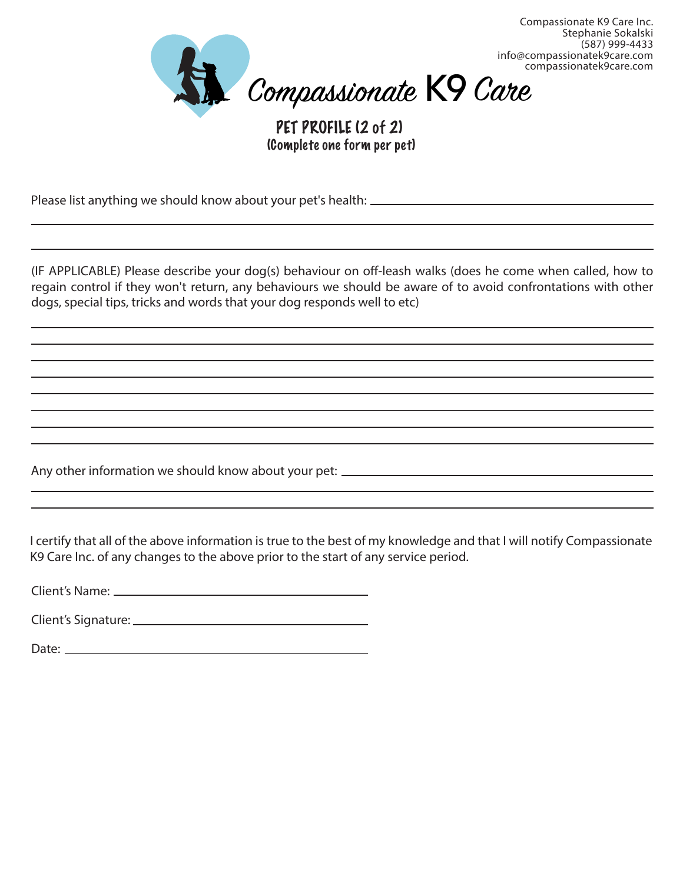Compassionate K9 Care Inc.
Stephanie Sokalski
(587) 999-4433
info@compassionatek9care.com
compassionatek9care.com

# Compassionate K9 Care

## PET PROFILE (2 of 2)
(Complete one form per pet)

Please list anything we should know about your pet's health: ______________________________

______________________________________________________________________

______________________________________________________________________

(IF APPLICABLE) Please describe your dog(s) behaviour on off-leash walks (does he come when called, how to regain control if they won't return, any behaviours we should be aware of to avoid confrontations with other dogs, special tips, tricks and words that your dog responds well to etc)

______________________________________________________________________

______________________________________________________________________

______________________________________________________________________

______________________________________________________________________

______________________________________________________________________

______________________________________________________________________

______________________________________________________________________

______________________________________________________________________

Any other information we should know about your pet: ______________________________

______________________________________________________________________

______________________________________________________________________

I certify that all of the above information is true to the best of my knowledge and that I will notify Compassionate K9 Care Inc. of any changes to the above prior to the start of any service period.

Client's Name: ______________________________

Client's Signature: ______________________________

Date: ______________________________